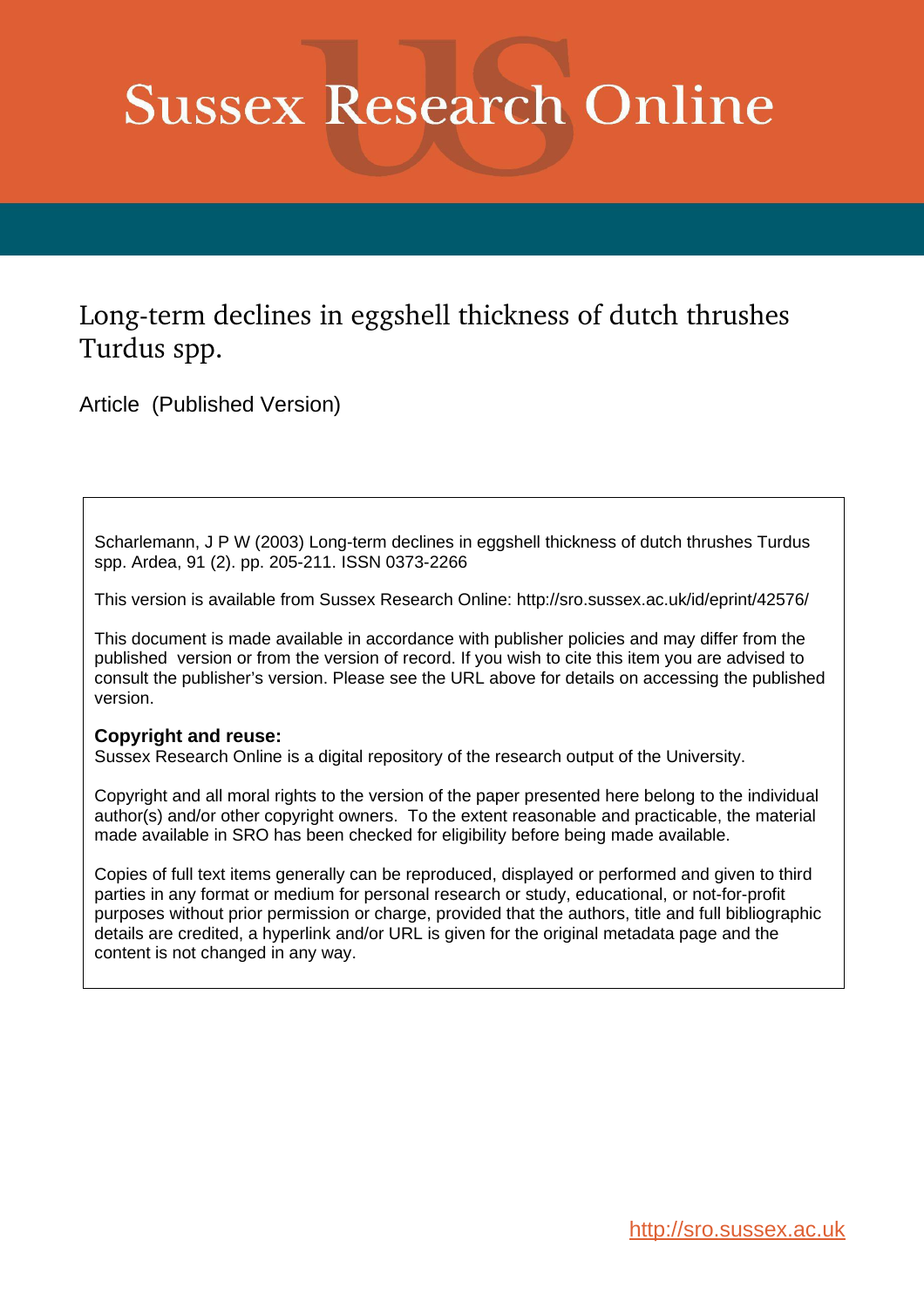# Sussex Research Online

## Long-term declines in eggshell thickness of dutch thrushes Turdus spp.

Article (Published Version)

Scharlemann, J P W (2003) Long-term declines in eggshell thickness of dutch thrushes Turdus spp. Ardea, 91 (2). pp. 205-211. ISSN 0373-2266

This version is available from Sussex Research Online: http://sro.sussex.ac.uk/id/eprint/42576/

This document is made available in accordance with publisher policies and may differ from the published version or from the version of record. If you wish to cite this item you are advised to consult the publisher's version. Please see the URL above for details on accessing the published version.

**Copyright and reuse:**
Sussex Research Online is a digital repository of the research output of the University.

Copyright and all moral rights to the version of the paper presented here belong to the individual author(s) and/or other copyright owners. To the extent reasonable and practicable, the material made available in SRO has been checked for eligibility before being made available.

Copies of full text items generally can be reproduced, displayed or performed and given to third parties in any format or medium for personal research or study, educational, or not-for-profit purposes without prior permission or charge, provided that the authors, title and full bibliographic details are credited, a hyperlink and/or URL is given for the original metadata page and the content is not changed in any way.

http://sro.sussex.ac.uk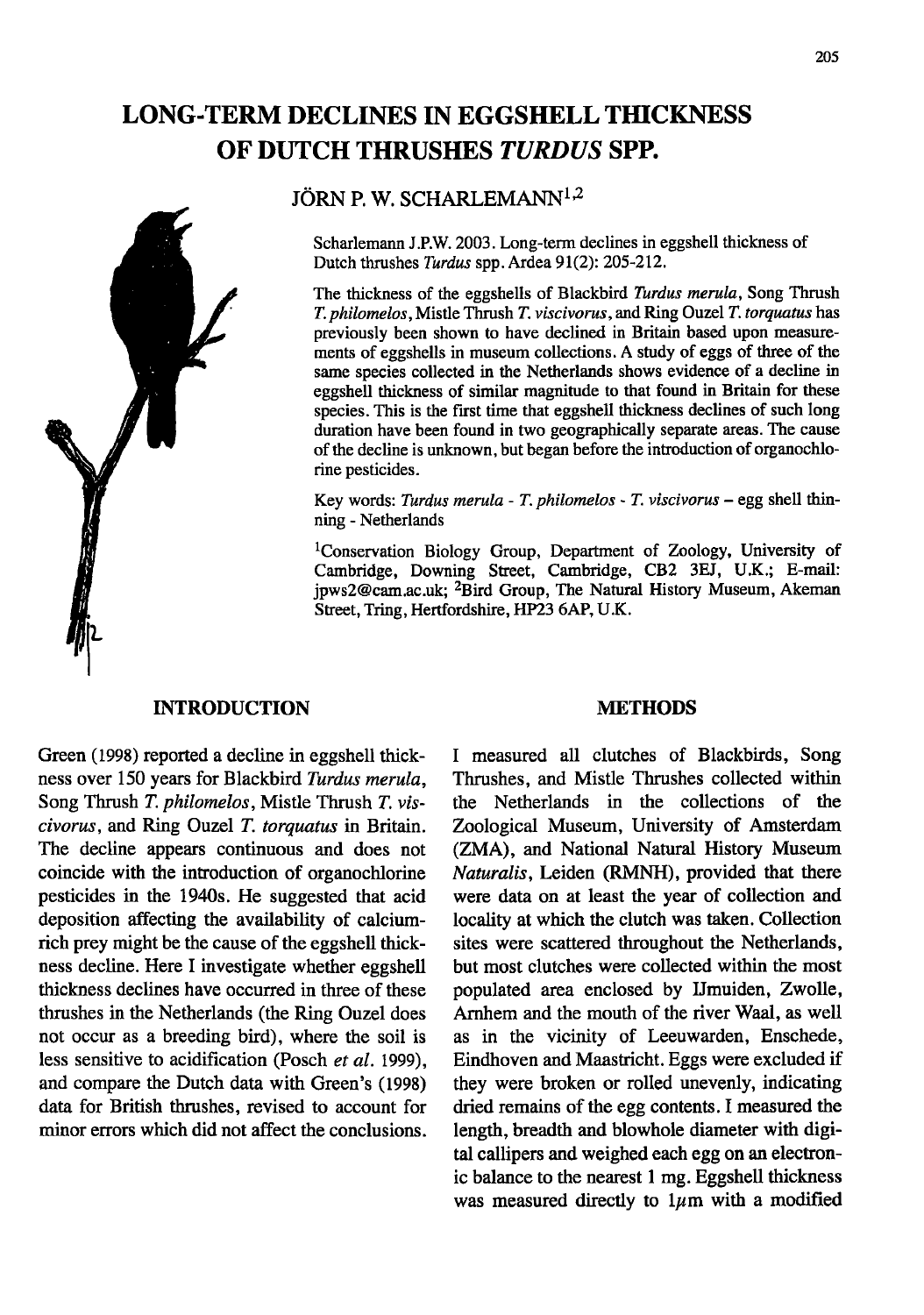# LONG-TERM DECLINES IN EGGSHELL THICKNESS OF DUTCH THRUSHES *TURDUS* SPP.

## JÖRN P. W. SCHARLEMANN[1,2]

Scharlemann J.P.W. 2003. Long-term declines in eggshell thickness of Dutch thrushes *Turdus* spp. Ardea 91(2): 205-212.

The thickness of the eggshells of Blackbird *Turdus merula*, Song Thrush *T. philomelos*, Mistle Thrush *T. viscivorus*, and Ring Ouzel *T. torquatus* has previously been shown to have declined in Britain based upon measurements of eggshells in museum collections. A study of eggs of three of the same species collected in the Netherlands shows evidence of a decline in eggshell thickness of similar magnitude to that found in Britain for these species. This is the first time that eggshell thickness declines of such long duration have been found in two geographically separate areas. The cause of the decline is unknown, but began before the introduction of organochlorine pesticides.

Key words: *Turdus merula* - *T. philomelos* - *T. viscivorus* – egg shell thinning - Netherlands

[1]Conservation Biology Group, Department of Zoology, University of Cambridge, Downing Street, Cambridge, CB2 3EJ, U.K.; E-mail: jpws2@cam.ac.uk; [2]Bird Group, The Natural History Museum, Akeman Street, Tring, Hertfordshire, HP23 6AP, U.K.

## INTRODUCTION

Green (1998) reported a decline in eggshell thickness over 150 years for Blackbird *Turdus merula*, Song Thrush *T. philomelos*, Mistle Thrush *T. viscivorus*, and Ring Ouzel *T. torquatus* in Britain. The decline appears continuous and does not coincide with the introduction of organochlorine pesticides in the 1940s. He suggested that acid deposition affecting the availability of calcium-rich prey might be the cause of the eggshell thickness decline. Here I investigate whether eggshell thickness declines have occurred in three of these thrushes in the Netherlands (the Ring Ouzel does not occur as a breeding bird), where the soil is less sensitive to acidification (Posch *et al.* 1999), and compare the Dutch data with Green's (1998) data for British thrushes, revised to account for minor errors which did not affect the conclusions.

## METHODS

I measured all clutches of Blackbirds, Song Thrushes, and Mistle Thrushes collected within the Netherlands in the collections of the Zoological Museum, University of Amsterdam (ZMA), and National Natural History Museum *Naturalis*, Leiden (RMNH), provided that there were data on at least the year of collection and locality at which the clutch was taken. Collection sites were scattered throughout the Netherlands, but most clutches were collected within the most populated area enclosed by IJmuiden, Zwolle, Arnhem and the mouth of the river Waal, as well as in the vicinity of Leeuwarden, Enschede, Eindhoven and Maastricht. Eggs were excluded if they were broken or rolled unevenly, indicating dried remains of the egg contents. I measured the length, breadth and blowhole diameter with digital callipers and weighed each egg on an electronic balance to the nearest 1 mg. Eggshell thickness was measured directly to 1$\mu$m with a modified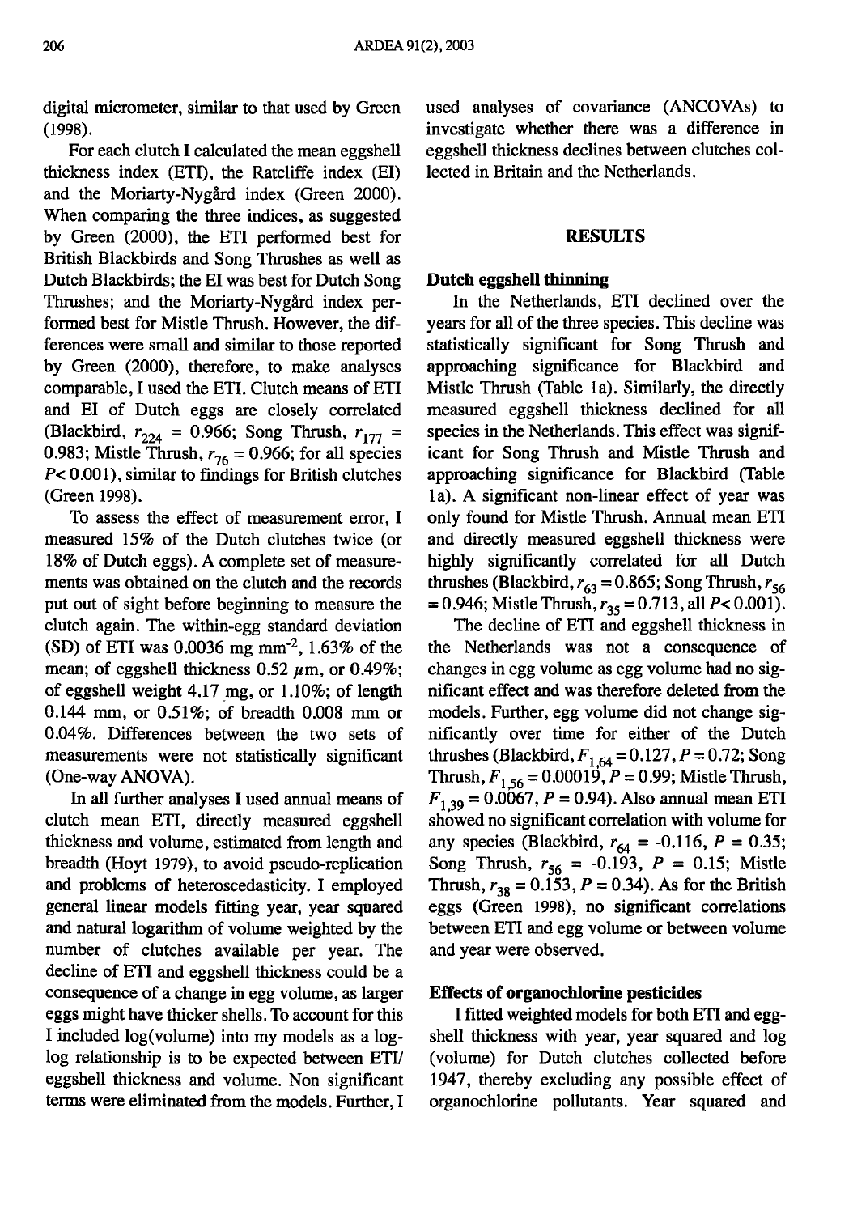digital micrometer, similar to that used by Green (1998).

For each clutch I calculated the mean eggshell thickness index (ETI), the Ratcliffe index (EI) and the Moriarty-Nygård index (Green 2000). When comparing the three indices, as suggested by Green (2000), the ETI performed best for British Blackbirds and Song Thrushes as well as Dutch Blackbirds; the EI was best for Dutch Song Thrushes; and the Moriarty-Nygård index performed best for Mistle Thrush. However, the differences were small and similar to those reported by Green (2000), therefore, to make analyses comparable, I used the ETI. Clutch means of ETI and EI of Dutch eggs are closely correlated (Blackbird, $r_{224}$ = 0.966; Song Thrush, $r_{177}$ = 0.983; Mistle Thrush, $r_{76}$ = 0.966; for all species $P$< 0.001), similar to findings for British clutches (Green 1998).

To assess the effect of measurement error, I measured 15% of the Dutch clutches twice (or 18% of Dutch eggs). A complete set of measurements was obtained on the clutch and the records put out of sight before beginning to measure the clutch again. The within-egg standard deviation (SD) of ETI was 0.0036 mg mm$^{-2}$, 1.63% of the mean; of eggshell thickness 0.52 $\mu$m, or 0.49%; of eggshell weight 4.17 mg, or 1.10%; of length 0.144 mm, or 0.51%; of breadth 0.008 mm or 0.04%. Differences between the two sets of measurements were not statistically significant (One-way ANOVA).

In all further analyses I used annual means of clutch mean ETI, directly measured eggshell thickness and volume, estimated from length and breadth (Hoyt 1979), to avoid pseudo-replication and problems of heteroscedasticity. I employed general linear models fitting year, year squared and natural logarithm of volume weighted by the number of clutches available per year. The decline of ETI and eggshell thickness could be a consequence of a change in egg volume, as larger eggs might have thicker shells. To account for this I included log(volume) into my models as a log-log relationship is to be expected between ETI/eggshell thickness and volume. Non significant terms were eliminated from the models. Further, I used analyses of covariance (ANCOVAs) to investigate whether there was a difference in eggshell thickness declines between clutches collected in Britain and the Netherlands.

## RESULTS

### Dutch eggshell thinning

In the Netherlands, ETI declined over the years for all of the three species. This decline was statistically significant for Song Thrush and approaching significance for Blackbird and Mistle Thrush (Table 1a). Similarly, the directly measured eggshell thickness declined for all species in the Netherlands. This effect was significant for Song Thrush and Mistle Thrush and approaching significance for Blackbird (Table 1a). A significant non-linear effect of year was only found for Mistle Thrush. Annual mean ETI and directly measured eggshell thickness were highly significantly correlated for all Dutch thrushes (Blackbird, $r_{63}$ = 0.865; Song Thrush, $r_{56}$ = 0.946; Mistle Thrush, $r_{35}$ = 0.713, all $P$< 0.001).

The decline of ETI and eggshell thickness in the Netherlands was not a consequence of changes in egg volume as egg volume had no significant effect and was therefore deleted from the models. Further, egg volume did not change significantly over time for either of the Dutch thrushes (Blackbird, $F_{1,64}$ = 0.127, $P$ = 0.72; Song Thrush, $F_{1,56}$ = 0.00019, $P$ = 0.99; Mistle Thrush, $F_{1,39}$ = 0.0067, $P$ = 0.94). Also annual mean ETI showed no significant correlation with volume for any species (Blackbird, $r_{64}$ = -0.116, $P$ = 0.35; Song Thrush, $r_{56}$ = -0.193, $P$ = 0.15; Mistle Thrush, $r_{38}$ = 0.153, $P$ = 0.34). As for the British eggs (Green 1998), no significant correlations between ETI and egg volume or between volume and year were observed.

### Effects of organochlorine pesticides

I fitted weighted models for both ETI and eggshell thickness with year, year squared and log (volume) for Dutch clutches collected before 1947, thereby excluding any possible effect of organochlorine pollutants. Year squared and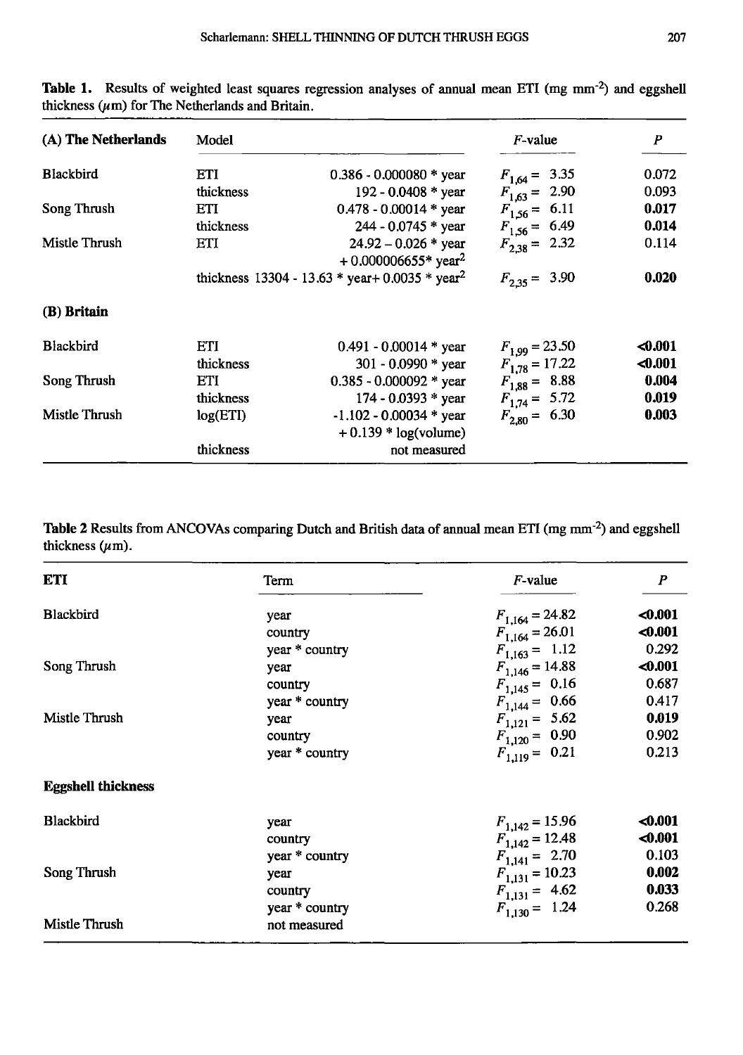**Table 1.** Results of weighted least squares regression analyses of annual mean ETI (mg mm$^{-2}$) and eggshell thickness ($\mu$m) for The Netherlands and Britain.

| (A) The Netherlands | Model | | *F*-value | *P* |
|---|---|---|---|---|
| Blackbird | ETI | 0.386 - 0.000080 * year | $F_{1,64}$ = 3.35 | 0.072 |
| | thickness | 192 - 0.0408 * year | $F_{1,63}$ = 2.90 | 0.093 |
| Song Thrush | ETI | 0.478 - 0.00014 * year | $F_{1,56}$ = 6.11 | **0.017** |
| | thickness | 244 - 0.0745 * year | $F_{1,56}$ = 6.49 | **0.014** |
| Mistle Thrush | ETI | 24.92 – 0.026 * year + 0.000006655* year$^2$ | $F_{2,38}$ = 2.32 | 0.114 |
| | thickness | 13304 - 13.63 * year+ 0.0035 * year$^2$ | $F_{2,35}$ = 3.90 | **0.020** |
| **(B) Britain** | | | | |
| Blackbird | ETI | 0.491 - 0.00014 * year | $F_{1,99}$ = 23.50 | **<0.001** |
| | thickness | 301 - 0.0990 * year | $F_{1,78}$ = 17.22 | **<0.001** |
| Song Thrush | ETI | 0.385 - 0.000092 * year | $F_{1,88}$ = 8.88 | **0.004** |
| | thickness | 174 - 0.0393 * year | $F_{1,74}$ = 5.72 | **0.019** |
| Mistle Thrush | log(ETI) | -1.102 - 0.00034 * year + 0.139 * log(volume) | $F_{2,80}$ = 6.30 | **0.003** |
| | thickness | not measured | | |

**Table 2** Results from ANCOVAs comparing Dutch and British data of annual mean ETI (mg mm$^{-2}$) and eggshell thickness ($\mu$m).

| **ETI** | Term | *F*-value | *P* |
|---|---|---|---|
| Blackbird | year | $F_{1,164}$ = 24.82 | **<0.001** |
| | country | $F_{1,164}$ = 26.01 | **<0.001** |
| | year * country | $F_{1,163}$ = 1.12 | 0.292 |
| Song Thrush | year | $F_{1,146}$ = 14.88 | **<0.001** |
| | country | $F_{1,145}$ = 0.16 | 0.687 |
| | year * country | $F_{1,144}$ = 0.66 | 0.417 |
| Mistle Thrush | year | $F_{1,121}$ = 5.62 | **0.019** |
| | country | $F_{1,120}$ = 0.90 | 0.902 |
| | year * country | $F_{1,119}$ = 0.21 | 0.213 |
| **Eggshell thickness** | | | |
| Blackbird | year | $F_{1,142}$ = 15.96 | **<0.001** |
| | country | $F_{1,142}$ = 12.48 | **<0.001** |
| | year * country | $F_{1,141}$ = 2.70 | 0.103 |
| Song Thrush | year | $F_{1,131}$ = 10.23 | **0.002** |
| | country | $F_{1,131}$ = 4.62 | **0.033** |
| | year * country | $F_{1,130}$ = 1.24 | 0.268 |
| Mistle Thrush | not measured | | |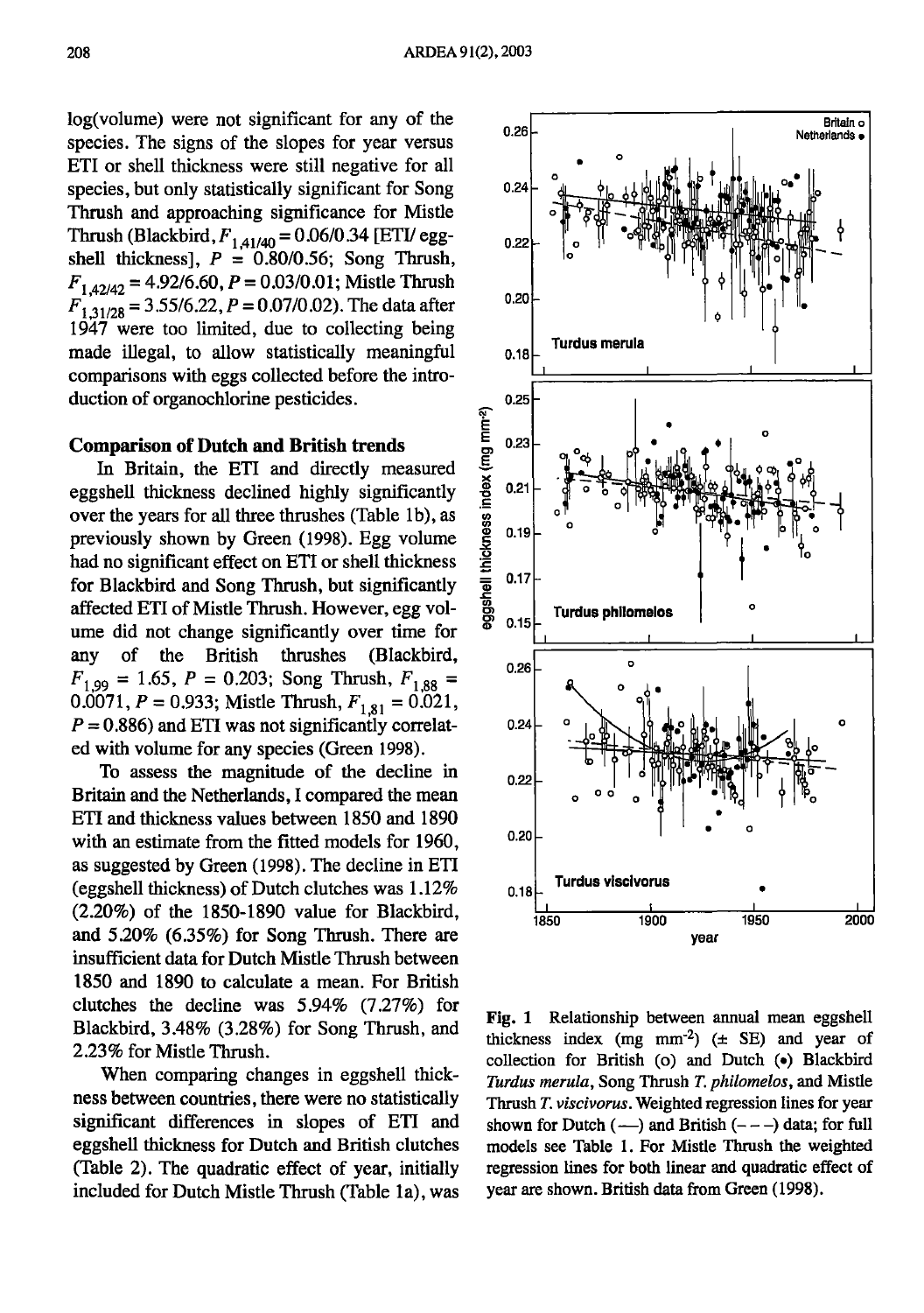log(volume) were not significant for any of the species. The signs of the slopes for year versus ETI or shell thickness were still negative for all species, but only statistically significant for Song Thrush and approaching significance for Mistle Thrush (Blackbird, $F_{1,41/40} = 0.06/0.34$ [ETI/ eggshell thickness], $P = 0.80/0.56$; Song Thrush, $F_{1,42/42} = 4.92/6.60$, $P = 0.03/0.01$; Mistle Thrush $F_{1,31/28} = 3.55/6.22$, $P = 0.07/0.02$). The data after 1947 were too limited, due to collecting being made illegal, to allow statistically meaningful comparisons with eggs collected before the introduction of organochlorine pesticides.

### Comparison of Dutch and British trends

In Britain, the ETI and directly measured eggshell thickness declined highly significantly over the years for all three thrushes (Table 1b), as previously shown by Green (1998). Egg volume had no significant effect on ETI or shell thickness for Blackbird and Song Thrush, but significantly affected ETI of Mistle Thrush. However, egg volume did not change significantly over time for any of the British thrushes (Blackbird, $F_{1,99} = 1.65$, $P = 0.203$; Song Thrush, $F_{1,88} = 0.0071$, $P = 0.933$; Mistle Thrush, $F_{1,81} = 0.021$, $P = 0.886$) and ETI was not significantly correlated with volume for any species (Green 1998).

To assess the magnitude of the decline in Britain and the Netherlands, I compared the mean ETI and thickness values between 1850 and 1890 with an estimate from the fitted models for 1960, as suggested by Green (1998). The decline in ETI (eggshell thickness) of Dutch clutches was 1.12% (2.20%) of the 1850-1890 value for Blackbird, and 5.20% (6.35%) for Song Thrush. There are insufficient data for Dutch Mistle Thrush between 1850 and 1890 to calculate a mean. For British clutches the decline was 5.94% (7.27%) for Blackbird, 3.48% (3.28%) for Song Thrush, and 2.23% for Mistle Thrush.

When comparing changes in eggshell thickness between countries, there were no statistically significant differences in slopes of ETI and eggshell thickness for Dutch and British clutches (Table 2). The quadratic effect of year, initially included for Dutch Mistle Thrush (Table 1a), was

Fig. 1 Relationship between annual mean eggshell thickness index (mg mm$^{-2}$) (± SE) and year of collection for British (o) and Dutch (•) Blackbird *Turdus merula*, Song Thrush *T. philomelos*, and Mistle Thrush *T. viscivorus*. Weighted regression lines for year shown for Dutch (—) and British (- - -) data; for full models see Table 1. For Mistle Thrush the weighted regression lines for both linear and quadratic effect of year are shown. British data from Green (1998).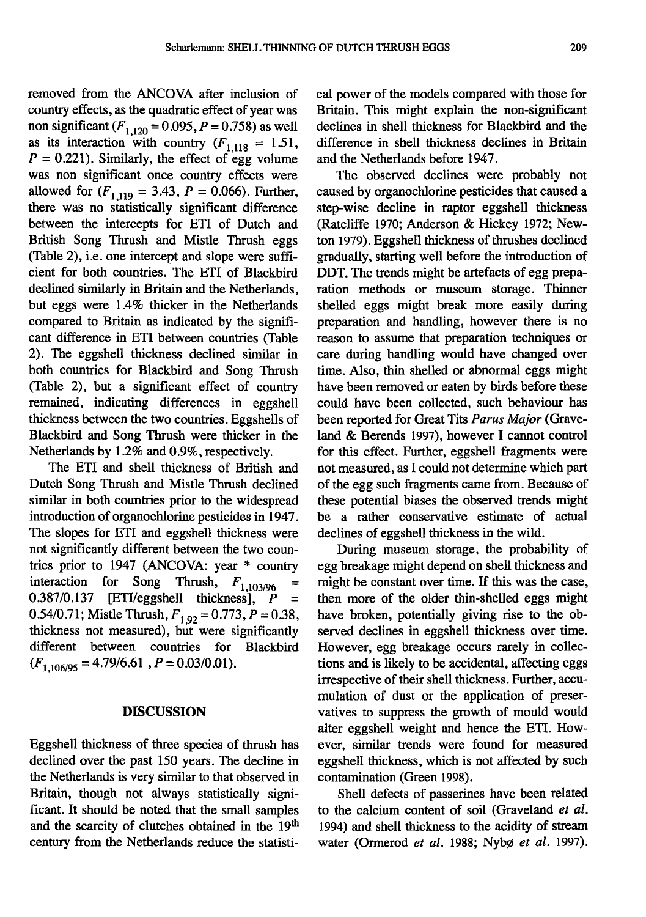removed from the ANCOVA after inclusion of country effects, as the quadratic effect of year was non significant ($F_{1,120} = 0.095, P = 0.758$) as well as its interaction with country ($F_{1,118} = 1.51$, $P = 0.221$). Similarly, the effect of egg volume was non significant once country effects were allowed for ($F_{1,119} = 3.43, P = 0.066$). Further, there was no statistically significant difference between the intercepts for ETI of Dutch and British Song Thrush and Mistle Thrush eggs (Table 2), i.e. one intercept and slope were sufficient for both countries. The ETI of Blackbird declined similarly in Britain and the Netherlands, but eggs were 1.4% thicker in the Netherlands compared to Britain as indicated by the significant difference in ETI between countries (Table 2). The eggshell thickness declined similar in both countries for Blackbird and Song Thrush (Table 2), but a significant effect of country remained, indicating differences in eggshell thickness between the two countries. Eggshells of Blackbird and Song Thrush were thicker in the Netherlands by 1.2% and 0.9%, respectively.

The ETI and shell thickness of British and Dutch Song Thrush and Mistle Thrush declined similar in both countries prior to the widespread introduction of organochlorine pesticides in 1947. The slopes for ETI and eggshell thickness were not significantly different between the two countries prior to 1947 (ANCOVA: year * country interaction for Song Thrush, $F_{1,103/96}$ = 0.387/0.137 [ETI/eggshell thickness], $P$ = 0.54/0.71; Mistle Thrush, $F_{1,92} = 0.773, P = 0.38$, thickness not measured), but were significantly different between countries for Blackbird ($F_{1,106/95} = 4.79/6.61$ , $P = 0.03/0.01$).

## DISCUSSION

Eggshell thickness of three species of thrush has declined over the past 150 years. The decline in the Netherlands is very similar to that observed in Britain, though not always statistically significant. It should be noted that the small samples and the scarcity of clutches obtained in the 19th century from the Netherlands reduce the statistical power of the models compared with those for Britain. This might explain the non-significant declines in shell thickness for Blackbird and the difference in shell thickness declines in Britain and the Netherlands before 1947.

The observed declines were probably not caused by organochlorine pesticides that caused a step-wise decline in raptor eggshell thickness (Ratcliffe 1970; Anderson & Hickey 1972; Newton 1979). Eggshell thickness of thrushes declined gradually, starting well before the introduction of DDT. The trends might be artefacts of egg preparation methods or museum storage. Thinner shelled eggs might break more easily during preparation and handling, however there is no reason to assume that preparation techniques or care during handling would have changed over time. Also, thin shelled or abnormal eggs might have been removed or eaten by birds before these could have been collected, such behaviour has been reported for Great Tits *Parus Major* (Graveland & Berends 1997), however I cannot control for this effect. Further, eggshell fragments were not measured, as I could not determine which part of the egg such fragments came from. Because of these potential biases the observed trends might be a rather conservative estimate of actual declines of eggshell thickness in the wild.

During museum storage, the probability of egg breakage might depend on shell thickness and might be constant over time. If this was the case, then more of the older thin-shelled eggs might have broken, potentially giving rise to the observed declines in eggshell thickness over time. However, egg breakage occurs rarely in collections and is likely to be accidental, affecting eggs irrespective of their shell thickness. Further, accumulation of dust or the application of preservatives to suppress the growth of mould would alter eggshell weight and hence the ETI. However, similar trends were found for measured eggshell thickness, which is not affected by such contamination (Green 1998).

Shell defects of passerines have been related to the calcium content of soil (Graveland *et al.* 1994) and shell thickness to the acidity of stream water (Ormerod *et al.* 1988; Nybø *et al.* 1997).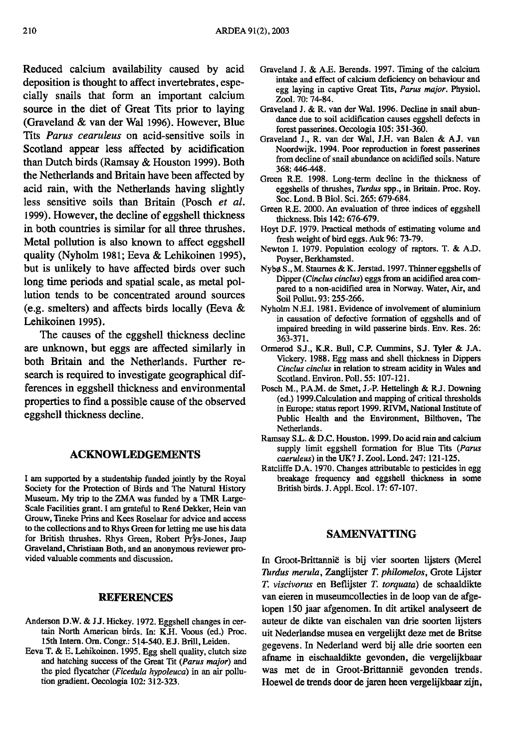Reduced calcium availability caused by acid deposition is thought to affect invertebrates, especially snails that form an important calcium source in the diet of Great Tits prior to laying (Graveland & van der Wal 1996). However, Blue Tits *Parus cearuleus* on acid-sensitive soils in Scotland appear less affected by acidification than Dutch birds (Ramsay & Houston 1999). Both the Netherlands and Britain have been affected by acid rain, with the Netherlands having slightly less sensitive soils than Britain (Posch *et al.* 1999). However, the decline of eggshell thickness in both countries is similar for all three thrushes. Metal pollution is also known to affect eggshell quality (Nyholm 1981; Eeva & Lehikoinen 1995), but is unlikely to have affected birds over such long time periods and spatial scale, as metal pollution tends to be concentrated around sources (e.g. smelters) and affects birds locally (Eeva & Lehikoinen 1995).

The causes of the eggshell thickness decline are unknown, but eggs are affected similarly in both Britain and the Netherlands. Further research is required to investigate geographical differences in eggshell thickness and environmental properties to find a possible cause of the observed eggshell thickness decline.

## ACKNOWLEDGEMENTS

I am supported by a studentship funded jointly by the Royal Society for the Protection of Birds and The Natural History Museum. My trip to the ZMA was funded by a TMR Large-Scale Facilities grant. I am grateful to René Dekker, Hein van Grouw, Tineke Prins and Kees Roselaar for advice and access to the collections and to Rhys Green for letting me use his data for British thrushes. Rhys Green, Robert Prŷs-Jones, Jaap Graveland, Christiaan Both, and an anonymous reviewer provided valuable comments and discussion.

## REFERENCES

Anderson D.W. & J.J. Hickey. 1972. Eggshell changes in certain North American birds. In: K.H. Voous (ed.) Proc. 15th Intern. Orn. Congr.: 514-540. E.J. Brill, Leiden.

Eeva T. & E. Lehikoinen. 1995. Egg shell quality, clutch size and hatching success of the Great Tit (*Parus major*) and the pied flycatcher (*Ficedula hypoleuca*) in an air pollution gradient. Oecologia 102: 312-323.

Graveland J. & A.E. Berends. 1997. Timing of the calcium intake and effect of calcium deficiency on behaviour and egg laying in captive Great Tits, *Parus major*. Physiol. Zool. 70: 74-84.

Graveland J. & R. van der Wal. 1996. Decline in snail abundance due to soil acidification causes eggshell defects in forest passerines. Oecologia 105: 351-360.

Graveland J., R. van der Wal, J.H. van Balen & A.J. van Noordwijk. 1994. Poor reproduction in forest passerines from decline of snail abundance on acidified soils. Nature 368: 446-448.

Green R.E. 1998. Long-term decline in the thickness of eggshells of thrushes, *Turdus* spp., in Britain. Proc. Roy. Soc. Lond. B Biol. Sci. 265: 679-684.

Green R.E. 2000. An evaluation of three indices of eggshell thickness. Ibis 142: 676-679.

Hoyt D.F. 1979. Practical methods of estimating volume and fresh weight of bird eggs. Auk 96: 73-79.

Newton I. 1979. Population ecology of raptors. T. & A.D. Poyser, Berkhamsted.

Nybø S., M. Staurnes & K. Jerstad. 1997. Thinner eggshells of Dipper (*Cinclus cinclus*) eggs from an acidified area compared to a non-acidified area in Norway. Water, Air, and Soil Pollut. 93: 255-266.

Nyholm N.E.I. 1981. Evidence of involvement of aluminium in causation of defective formation of eggshells and of impaired breeding in wild passerine birds. Env. Res. 26: 363-371.

Ormerod S.J., K.R. Bull, C.P. Cummins, S.J. Tyler & J.A. Vickery. 1988. Egg mass and shell thickness in Dippers *Cinclus cinclus* in relation to stream acidity in Wales and Scotland. Environ. Poll. 55: 107-121.

Posch M., P.A.M. de Smet, J.-P. Hettelingh & R.J. Downing (ed.) 1999.Calculation and mapping of critical thresholds in Europe: status report 1999. RIVM, National Institute of Public Health and the Environment, Bilthoven, The Netherlands.

Ramsay S.L. & D.C. Houston. 1999. Do acid rain and calcium supply limit eggshell formation for Blue Tits (*Parus caeruleus*) in the UK? J. Zool. Lond. 247: 121-125.

Ratcliffe D.A. 1970. Changes attributable to pesticides in egg breakage frequency and eggshell thickness in some British birds. J. Appl. Ecol. 17: 67-107.

## SAMENVATTING

In Groot-Brittannië is bij vier soorten lijsters (Merel *Turdus merula*, Zanglijster *T. philomelos*, Grote Lijster *T. viscivorus* en Beflijster *T. torquata*) de schaaldikte van eieren in museumcollecties in de loop van de afgelopen 150 jaar afgenomen. In dit artikel analyseert de auteur de dikte van eischalen van drie soorten lijsters uit Nederlandse musea en vergelijkt deze met de Britse gegevens. In Nederland werd bij alle drie soorten een afname in eischaaldikte gevonden, die vergelijkbaar was met de in Groot-Brittannië gevonden trends. Hoewel de trends door de jaren heen vergelijkbaar zijn,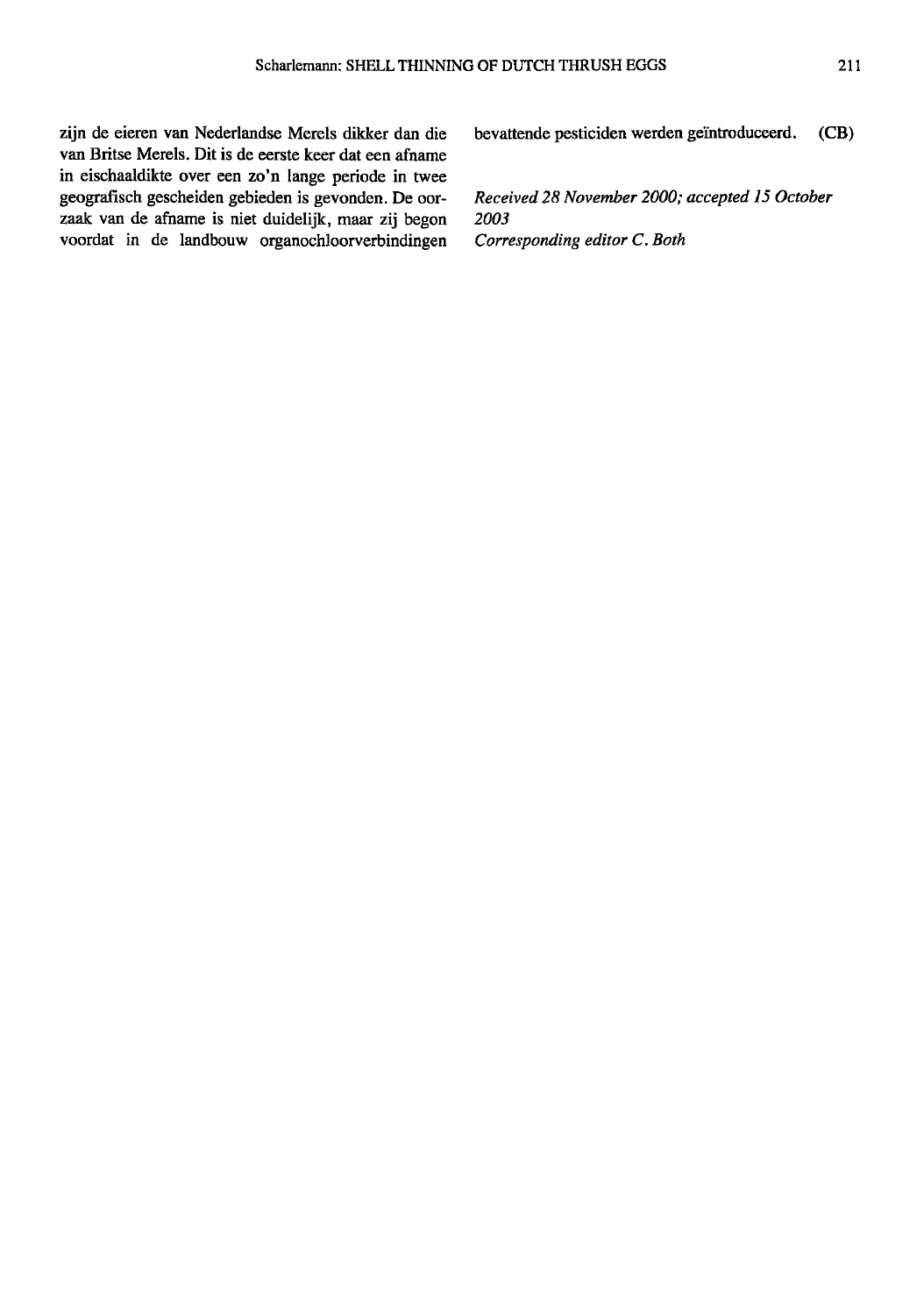zijn de eieren van Nederlandse Merels dikker dan die van Britse Merels. Dit is de eerste keer dat een afname in eischaaldikte over een zo'n lange periode in twee geografisch gescheiden gebieden is gevonden. De oorzaak van de afname is niet duidelijk, maar zij begon voordat in de landbouw organochloorverbindingen bevattende pesticiden werden geïntroduceerd. (CB)

*Received 28 November 2000; accepted 15 October 2003*
*Corresponding editor C. Both*